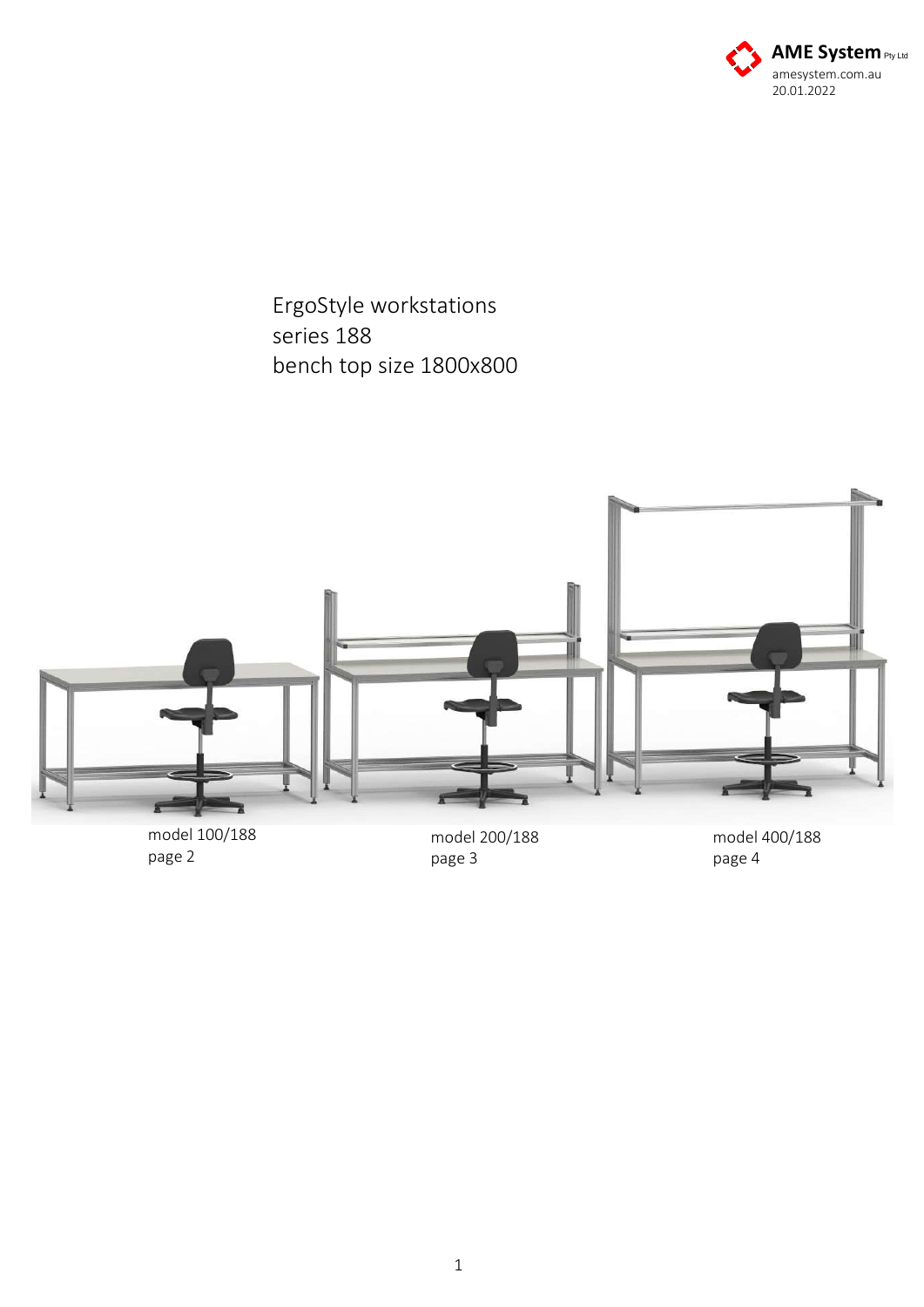AME System Pty Ltd
amesystem.com.au
20.01.2022

# ErgoStyle workstations
# series 188
# bench top size 1800x800

model 100/188
page 2

model 200/188
page 3

model 400/188
page 4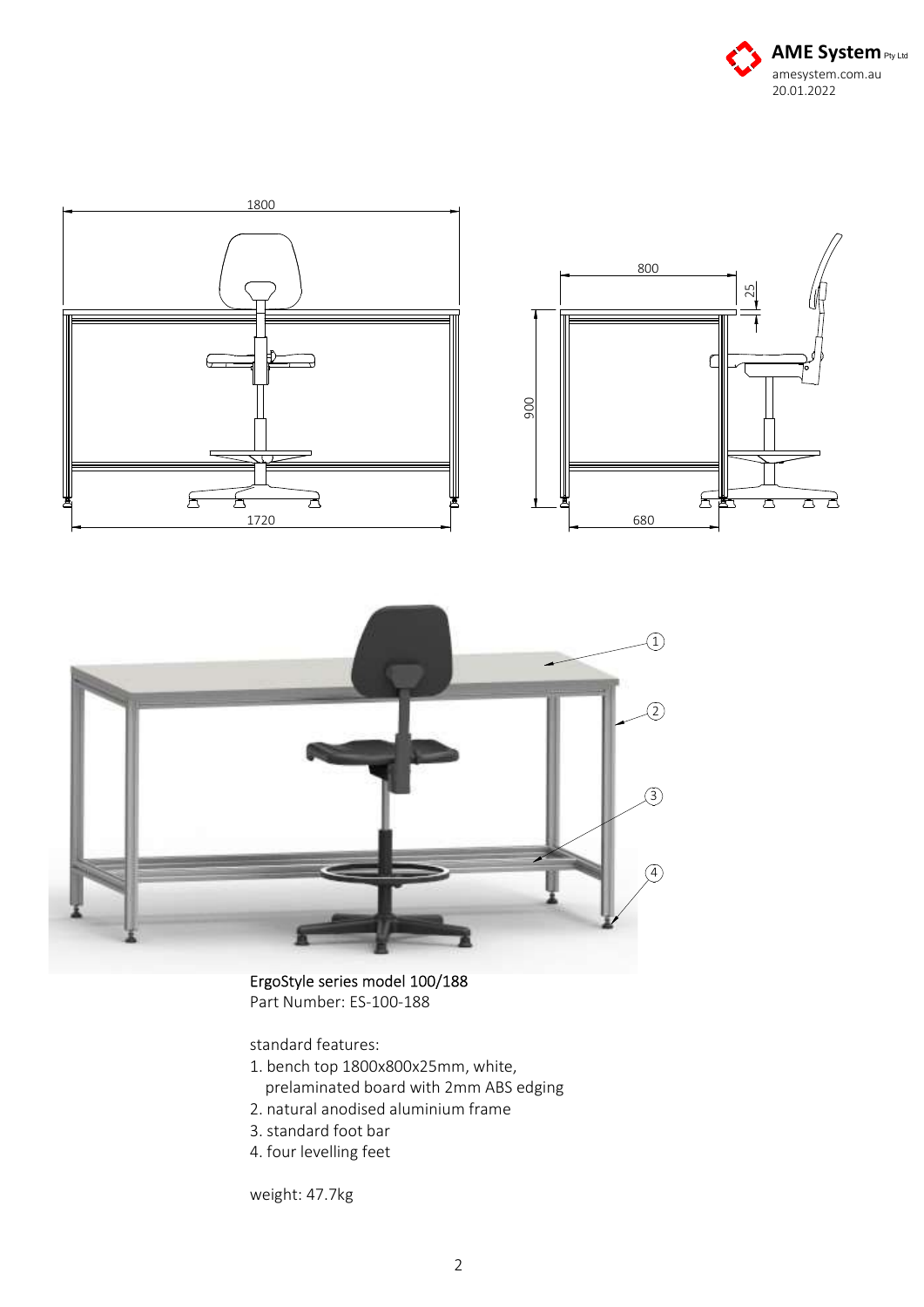AME System Pty Ltd
amesystem.com.au
20.01.2022

1800

800

25

900

1720

680

1

2

3

4

ErgoStyle series model 100/188
Part Number: ES-100-188

standard features:

1. bench top 1800x800x25mm, white, prelaminated board with 2mm ABS edging
2. natural anodised aluminium frame
3. standard foot bar
4. four levelling feet

weight: 47.7kg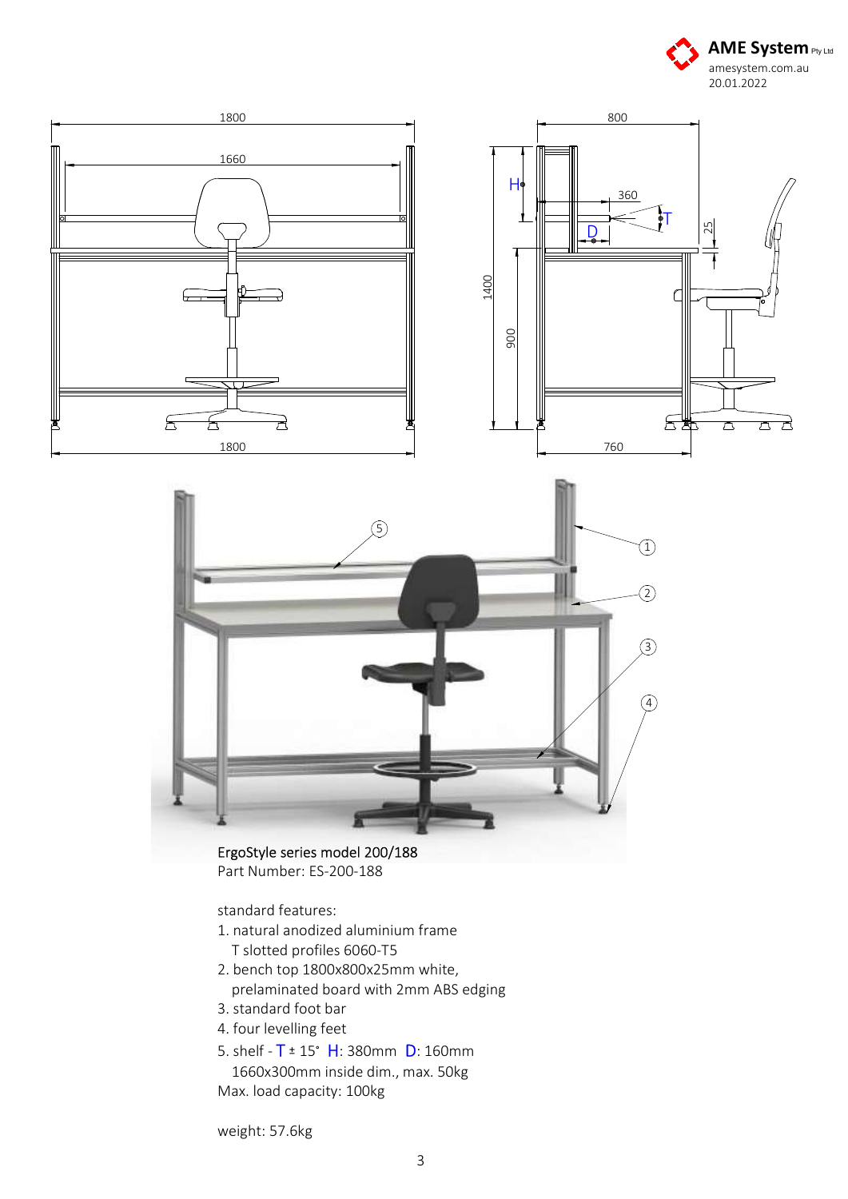AME System Pty Ltd
amesystem.com.au
20.01.2022

ErgoStyle series model 200/188
Part Number: ES-200-188

standard features:

1. natural anodized aluminium frame
   T slotted profiles 6060-T5
2. bench top 1800x800x25mm white,
   prelaminated board with 2mm ABS edging
3. standard foot bar
4. four levelling feet
5. shelf - T ± 15° H: 380mm D: 160mm
   1660x300mm inside dim., max. 50kg

Max. load capacity: 100kg

weight: 57.6kg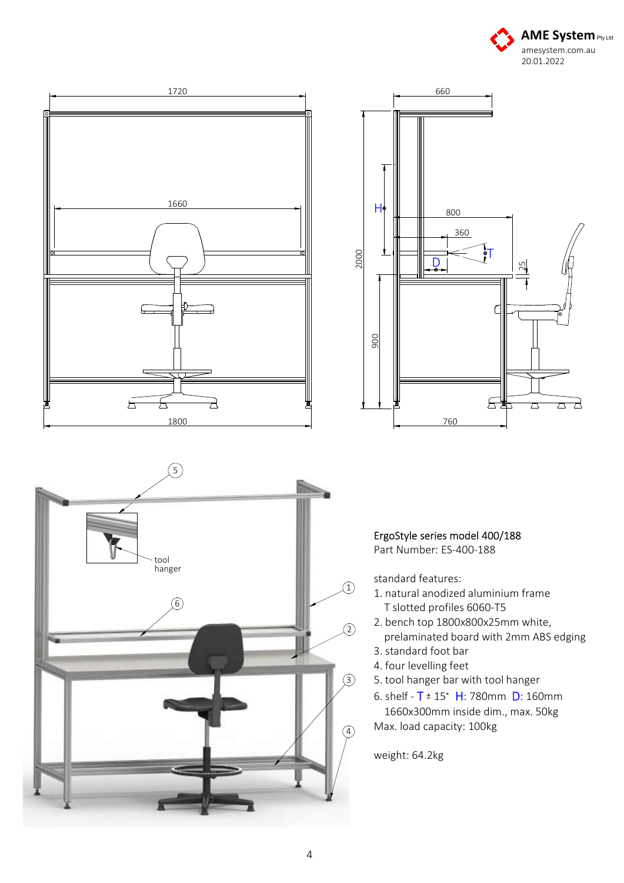AME System Pty Ltd
amesystem.com.au
20.01.2022

1720

1660

1800

660

800

360

H

T

D

25

2000

900

760

5

tool hanger

6

1

2

3

4

ErgoStyle series model 400/188
Part Number: ES-400-188

standard features:

1. natural anodized aluminium frame
   T slotted profiles 6060-T5
2. bench top 1800x800x25mm white, prelaminated board with 2mm ABS edging
3. standard foot bar
4. four levelling feet
5. tool hanger bar with tool hanger
6. shelf - T ± 15° H: 780mm D: 160mm
   1660x300mm inside dim., max. 50kg

Max. load capacity: 100kg

weight: 64.2kg